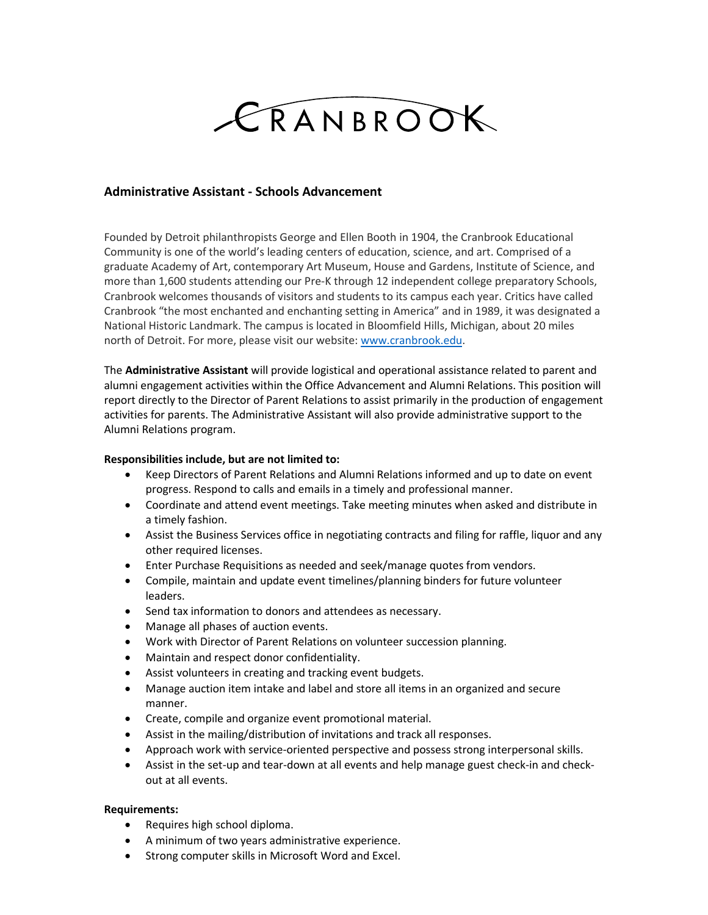# CRANBROOK

## Administrative Assistant - Schools Advancement

Founded by Detroit philanthropists George and Ellen Booth in 1904, the Cranbrook Educational Community is one of the world's leading centers of education, science, and art. Comprised of a graduate Academy of Art, contemporary Art Museum, House and Gardens, Institute of Science, and more than 1,600 students attending our Pre-K through 12 independent college preparatory Schools, Cranbrook welcomes thousands of visitors and students to its campus each year. Critics have called Cranbrook "the most enchanted and enchanting setting in America" and in 1989, it was designated a National Historic Landmark. The campus is located in Bloomfield Hills, Michigan, about 20 miles north of Detroit. For more, please visit our website: [www.cranbrook.edu](http://www.cranbrook.edu).

The **Administrative Assistant** will provide logistical and operational assistance related to parent and alumni engagement activities within the Office Advancement and Alumni Relations. This position will report directly to the Director of Parent Relations to assist primarily in the production of engagement activities for parents. The Administrative Assistant will also provide administrative support to the Alumni Relations program.

**Responsibilities include, but are not limited to:**

- Keep Directors of Parent Relations and Alumni Relations informed and up to date on event progress. Respond to calls and emails in a timely and professional manner.
- Coordinate and attend event meetings. Take meeting minutes when asked and distribute in a timely fashion.
- Assist the Business Services office in negotiating contracts and filing for raffle, liquor and any other required licenses.
- Enter Purchase Requisitions as needed and seek/manage quotes from vendors.
- Compile, maintain and update event timelines/planning binders for future volunteer leaders.
- Send tax information to donors and attendees as necessary.
- Manage all phases of auction events.
- Work with Director of Parent Relations on volunteer succession planning.
- Maintain and respect donor confidentiality.
- Assist volunteers in creating and tracking event budgets.
- Manage auction item intake and label and store all items in an organized and secure manner.
- Create, compile and organize event promotional material.
- Assist in the mailing/distribution of invitations and track all responses.
- Approach work with service-oriented perspective and possess strong interpersonal skills.
- Assist in the set-up and tear-down at all events and help manage guest check-in and check-out at all events.

**Requirements:**

- Requires high school diploma.
- A minimum of two years administrative experience.
- Strong computer skills in Microsoft Word and Excel.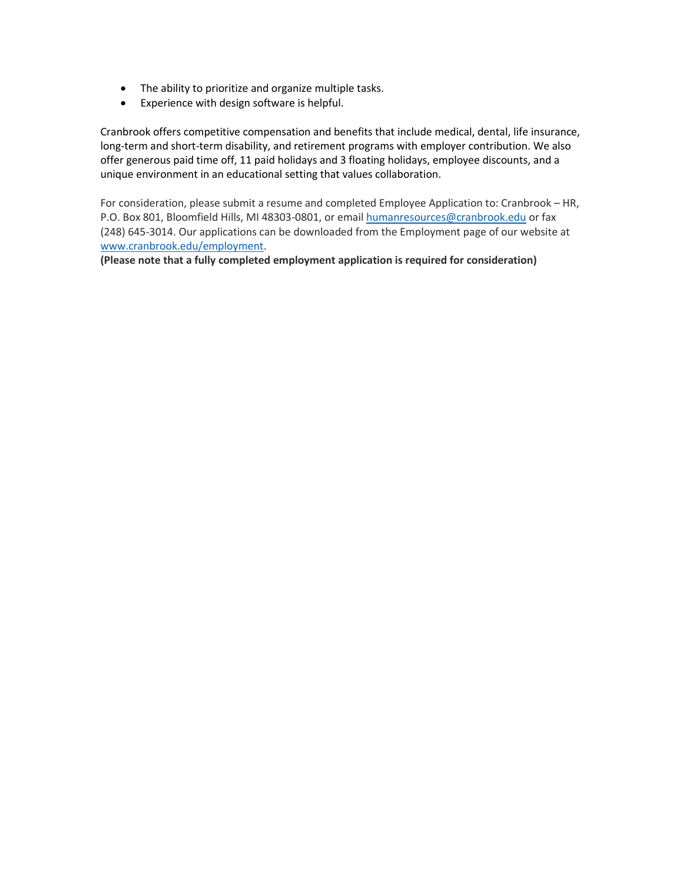- The ability to prioritize and organize multiple tasks.
- Experience with design software is helpful.

Cranbrook offers competitive compensation and benefits that include medical, dental, life insurance, long-term and short-term disability, and retirement programs with employer contribution. We also offer generous paid time off, 11 paid holidays and 3 floating holidays, employee discounts, and a unique environment in an educational setting that values collaboration.

For consideration, please submit a resume and completed Employee Application to: Cranbrook – HR, P.O. Box 801, Bloomfield Hills, MI 48303-0801, or email humanresources@cranbrook.edu or fax (248) 645-3014. Our applications can be downloaded from the Employment page of our website at www.cranbrook.edu/employment.

**(Please note that a fully completed employment application is required for consideration)**